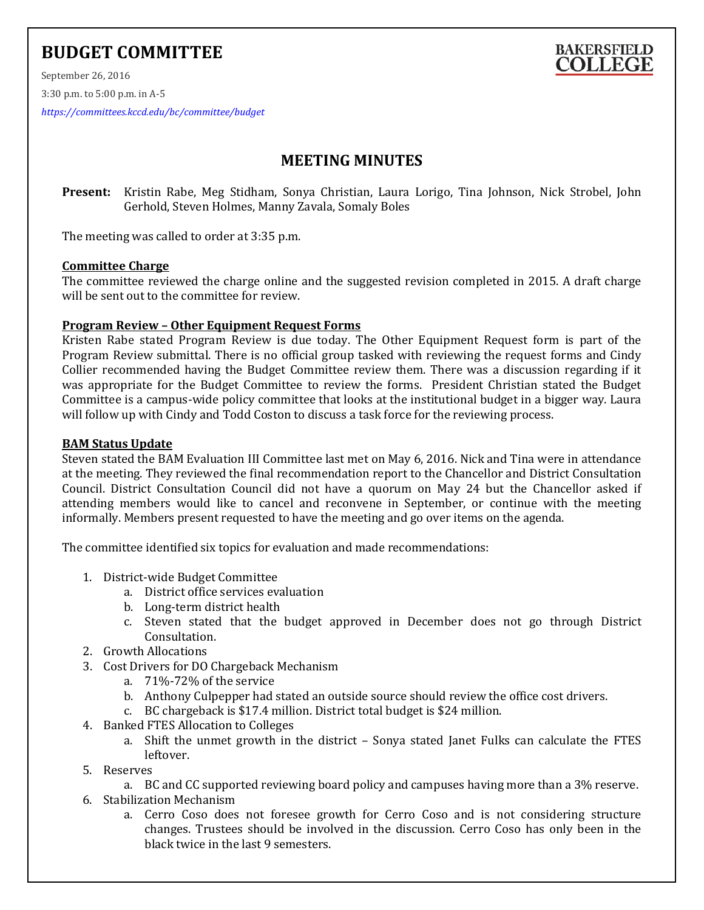# BUDGET COMMITTEE

September 26, 2016

3:30 p.m. to 5:00 p.m. in A-5

*https://committees.kccd.edu/bc/committee/budget*

BAKERSFIELD COLLEGE

## MEETING MINUTES

**Present:** Kristin Rabe, Meg Stidham, Sonya Christian, Laura Lorigo, Tina Johnson, Nick Strobel, John Gerhold, Steven Holmes, Manny Zavala, Somaly Boles

The meeting was called to order at 3:35 p.m.

### Committee Charge

The committee reviewed the charge online and the suggested revision completed in 2015. A draft charge will be sent out to the committee for review.

### Program Review – Other Equipment Request Forms

Kristen Rabe stated Program Review is due today. The Other Equipment Request form is part of the Program Review submittal. There is no official group tasked with reviewing the request forms and Cindy Collier recommended having the Budget Committee review them. There was a discussion regarding if it was appropriate for the Budget Committee to review the forms. President Christian stated the Budget Committee is a campus-wide policy committee that looks at the institutional budget in a bigger way. Laura will follow up with Cindy and Todd Coston to discuss a task force for the reviewing process.

### BAM Status Update

Steven stated the BAM Evaluation III Committee last met on May 6, 2016. Nick and Tina were in attendance at the meeting. They reviewed the final recommendation report to the Chancellor and District Consultation Council. District Consultation Council did not have a quorum on May 24 but the Chancellor asked if attending members would like to cancel and reconvene in September, or continue with the meeting informally. Members present requested to have the meeting and go over items on the agenda.

The committee identified six topics for evaluation and made recommendations:

1. District-wide Budget Committee
   a. District office services evaluation
   b. Long-term district health
   c. Steven stated that the budget approved in December does not go through District Consultation.
2. Growth Allocations
3. Cost Drivers for DO Chargeback Mechanism
   a. 71%-72% of the service
   b. Anthony Culpepper had stated an outside source should review the office cost drivers.
   c. BC chargeback is $17.4 million. District total budget is $24 million.
4. Banked FTES Allocation to Colleges
   a. Shift the unmet growth in the district – Sonya stated Janet Fulks can calculate the FTES leftover.
5. Reserves
   a. BC and CC supported reviewing board policy and campuses having more than a 3% reserve.
6. Stabilization Mechanism
   a. Cerro Coso does not foresee growth for Cerro Coso and is not considering structure changes. Trustees should be involved in the discussion. Cerro Coso has only been in the black twice in the last 9 semesters.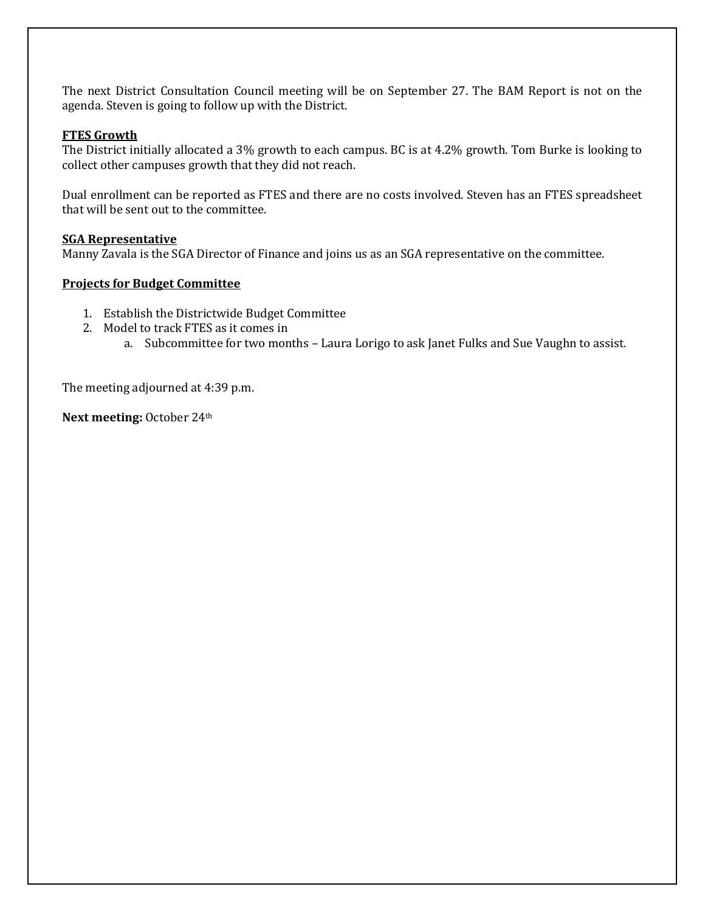The next District Consultation Council meeting will be on September 27. The BAM Report is not on the agenda. Steven is going to follow up with the District.

**FTES Growth**

The District initially allocated a 3% growth to each campus. BC is at 4.2% growth. Tom Burke is looking to collect other campuses growth that they did not reach.

Dual enrollment can be reported as FTES and there are no costs involved. Steven has an FTES spreadsheet that will be sent out to the committee.

**SGA Representative**

Manny Zavala is the SGA Director of Finance and joins us as an SGA representative on the committee.

**Projects for Budget Committee**

1. Establish the Districtwide Budget Committee
2. Model to track FTES as it comes in
   a. Subcommittee for two months – Laura Lorigo to ask Janet Fulks and Sue Vaughn to assist.

The meeting adjourned at 4:39 p.m.

**Next meeting:** October 24th